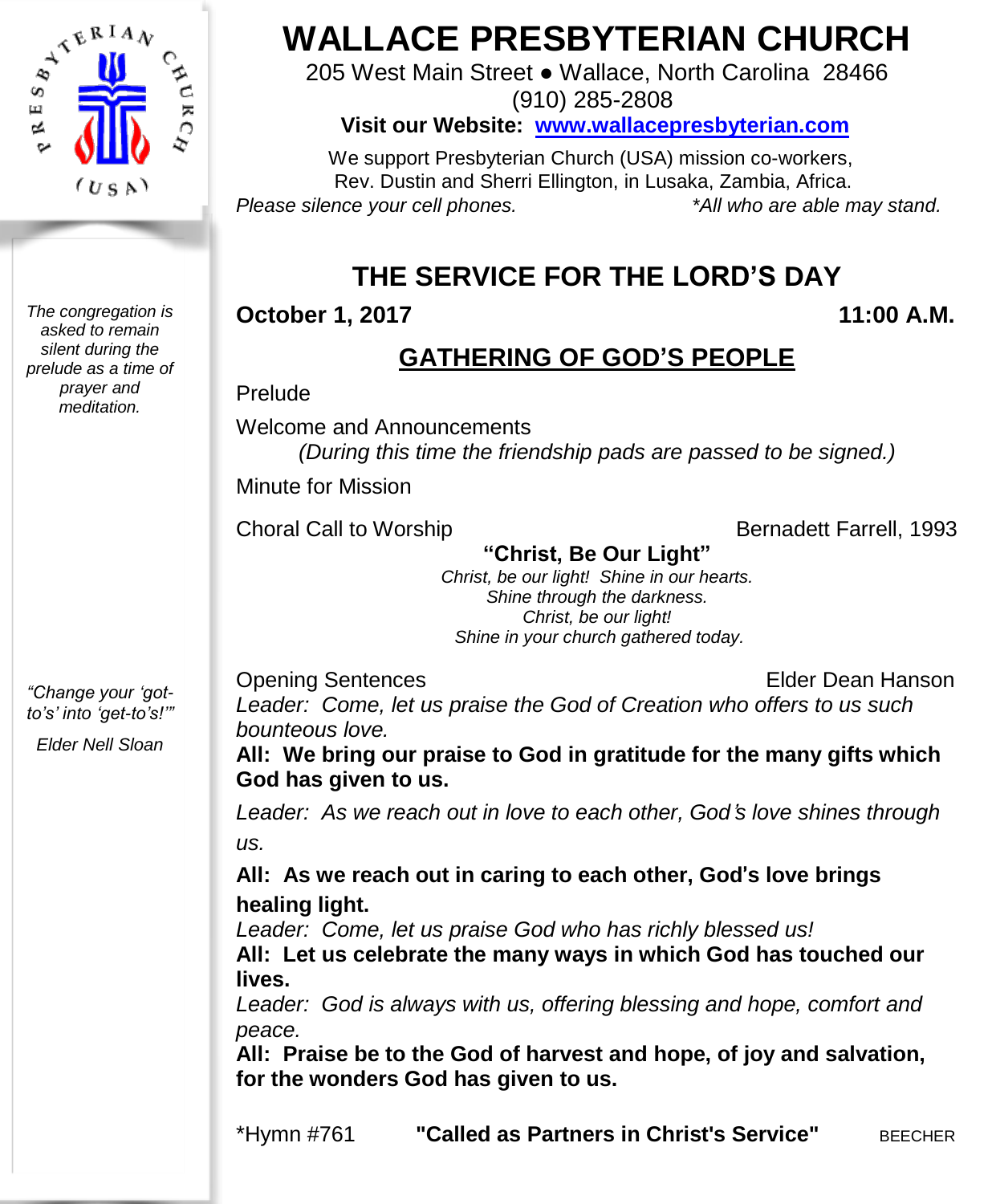# WALLACE PRESBYTERIAN CHURCH

205 West Main Street ● Wallace, North Carolina 28466

(910) 285-2808

**Visit our Website: [www.wallacepresbyterian.com](http://www.wallacepresbyterian.com)**

We support Presbyterian Church (USA) mission co-workers, Rev. Dustin and Sherri Ellington, in Lusaka, Zambia, Africa.

*Please silence your cell phones.* *\*All who are able may stand.*

## THE SERVICE FOR THE LORD'S DAY

**October 1, 2017** **11:00 A.M.**

### GATHERING OF GOD'S PEOPLE

*The congregation is asked to remain silent during the prelude as a time of prayer and meditation.*

Prelude

Welcome and Announcements

*(During this time the friendship pads are passed to be signed.)*

Minute for Mission

Choral Call to Worship Bernadett Farrell, 1993

**"Christ, Be Our Light"**

*Christ, be our light! Shine in our hearts.*
*Shine through the darkness.*
*Christ, be our light!*
*Shine in your church gathered today.*

Opening Sentences Elder Dean Hanson

*Leader: Come, let us praise the God of Creation who offers to us such bounteous love.*

**All: We bring our praise to God in gratitude for the many gifts which God has given to us.**

*Leader: As we reach out in love to each other, God's love shines through us.*

**All: As we reach out in caring to each other, God's love brings healing light.**

*Leader: Come, let us praise God who has richly blessed us!*

**All: Let us celebrate the many ways in which God has touched our lives.**

*Leader: God is always with us, offering blessing and hope, comfort and peace.*

**All: Praise be to the God of harvest and hope, of joy and salvation, for the wonders God has given to us.**

*"Change your 'got-to's' into 'get-to's!'"*

*Elder Nell Sloan*

\*Hymn #761 **"Called as Partners in Christ's Service"** BEECHER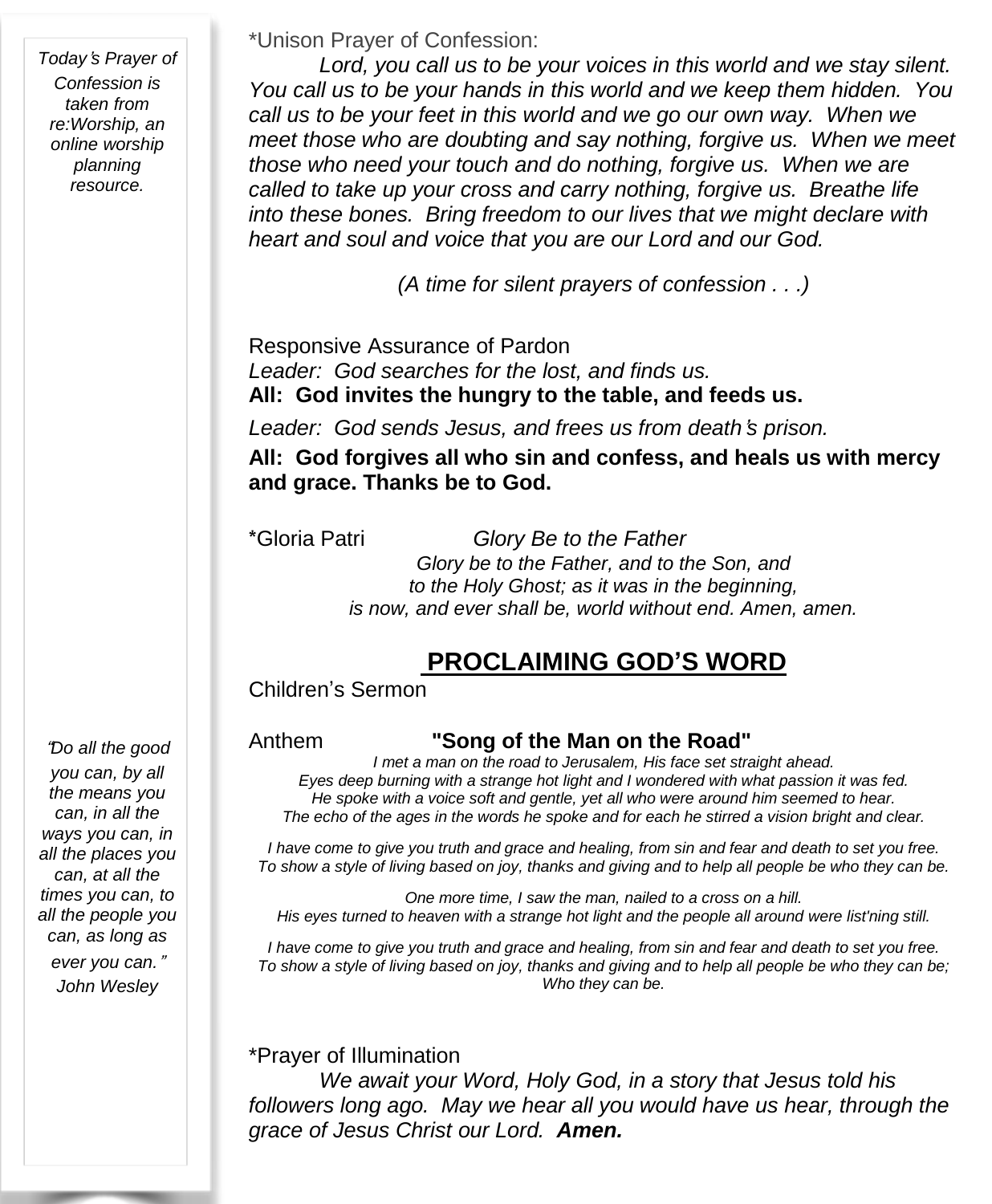*Today's Prayer of Confession is taken from re:Worship, an online worship planning resource.*

*Unison Prayer of Confession:

*Lord, you call us to be your voices in this world and we stay silent. You call us to be your hands in this world and we keep them hidden. You call us to be your feet in this world and we go our own way. When we meet those who are doubting and say nothing, forgive us. When we meet those who need your touch and do nothing, forgive us. When we are called to take up your cross and carry nothing, forgive us. Breathe life into these bones. Bring freedom to our lives that we might declare with heart and soul and voice that you are our Lord and our God.*

*(A time for silent prayers of confession . . .)*

Responsive Assurance of Pardon

*Leader: God searches for the lost, and finds us.*

**All: God invites the hungry to the table, and feeds us.**

*Leader: God sends Jesus, and frees us from death's prison.*

**All: God forgives all who sin and confess, and heals us with mercy and grace. Thanks be to God.**

*Gloria Patri *Glory Be to the Father*

*Glory be to the Father, and to the Son, and*
*to the Holy Ghost; as it was in the beginning,*
*is now, and ever shall be, world without end. Amen, amen.*

## PROCLAIMING GOD'S WORD

Children's Sermon

Anthem **"Song of the Man on the Road"**

*I met a man on the road to Jerusalem, His face set straight ahead.*
*Eyes deep burning with a strange hot light and I wondered with what passion it was fed.*
*He spoke with a voice soft and gentle, yet all who were around him seemed to hear.*
*The echo of the ages in the words he spoke and for each he stirred a vision bright and clear.*

*I have come to give you truth and grace and healing, from sin and fear and death to set you free.*
*To show a style of living based on joy, thanks and giving and to help all people be who they can be.*

*One more time, I saw the man, nailed to a cross on a hill.*
*His eyes turned to heaven with a strange hot light and the people all around were list'ning still.*

*I have come to give you truth and grace and healing, from sin and fear and death to set you free.*
*To show a style of living based on joy, thanks and giving and to help all people be who they can be;*
*Who they can be.*

*"Do all the good you can, by all the means you can, in all the ways you can, in all the places you can, at all the times you can, to all the people you can, as long as ever you can."*
*John Wesley*

*Prayer of Illumination

*We await your Word, Holy God, in a story that Jesus told his followers long ago. May we hear all you would have us hear, through the grace of Jesus Christ our Lord.* ***Amen.***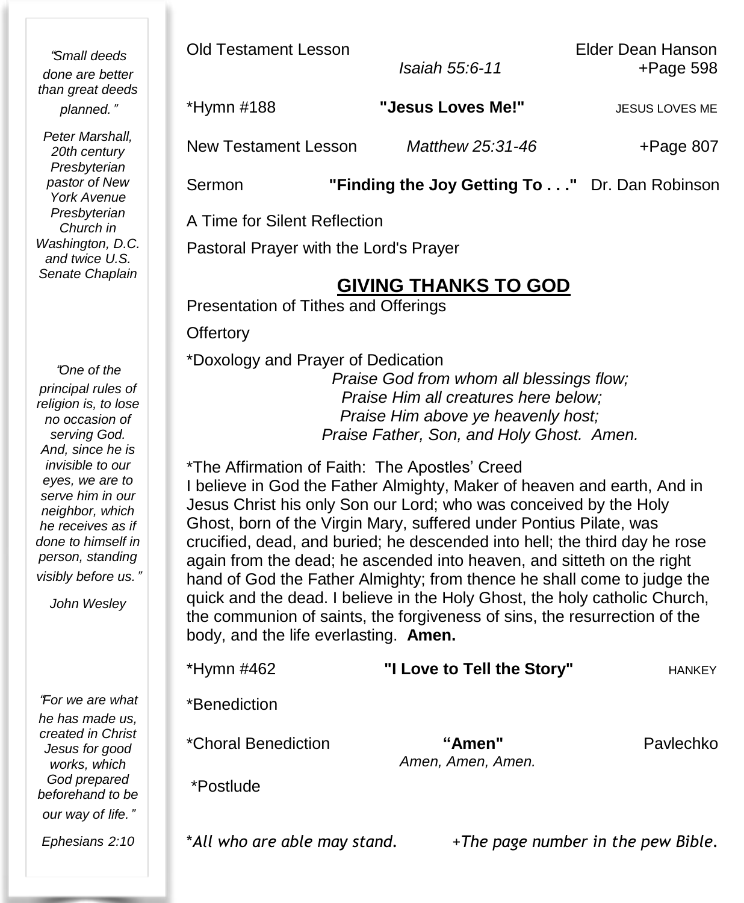*"Small deeds done are better than great deeds planned."*

*Peter Marshall, 20th century Presbyterian pastor of New York Avenue Presbyterian Church in Washington, D.C. and twice U.S. Senate Chaplain*

*"One of the principal rules of religion is, to lose no occasion of serving God. And, since he is invisible to our eyes, we are to serve him in our neighbor, which he receives as if done to himself in person, standing visibly before us."*

*John Wesley*

*"For we are what he has made us, created in Christ Jesus for good works, which God prepared beforehand to be our way of life."*

*Ephesians 2:10*

Old Testament Lesson *Isaiah 55:6-11* Elder Dean Hanson +Page 598

*Hymn #188 **"Jesus Loves Me!"** JESUS LOVES ME

New Testament Lesson *Matthew 25:31-46* +Page 807

Sermon **"Finding the Joy Getting To . . ."** Dr. Dan Robinson

A Time for Silent Reflection

Pastoral Prayer with the Lord's Prayer

## GIVING THANKS TO GOD

Presentation of Tithes and Offerings

Offertory

*Doxology and Prayer of Dedication

*Praise God from whom all blessings flow;*
*Praise Him all creatures here below;*
*Praise Him above ye heavenly host;*
*Praise Father, Son, and Holy Ghost. Amen.*

*The Affirmation of Faith: The Apostles' Creed

I believe in God the Father Almighty, Maker of heaven and earth, And in Jesus Christ his only Son our Lord; who was conceived by the Holy Ghost, born of the Virgin Mary, suffered under Pontius Pilate, was crucified, dead, and buried; he descended into hell; the third day he rose again from the dead; he ascended into heaven, and sitteth on the right hand of God the Father Almighty; from thence he shall come to judge the quick and the dead. I believe in the Holy Ghost, the holy catholic Church, the communion of saints, the forgiveness of sins, the resurrection of the body, and the life everlasting. **Amen.**

*Hymn #462 **"I Love to Tell the Story"** HANKEY

*Benediction

*Choral Benediction **"Amen"** Pavlechko

*Amen, Amen, Amen.*

*Postlude

**All who are able may stand.* +*The page number in the pew Bible.*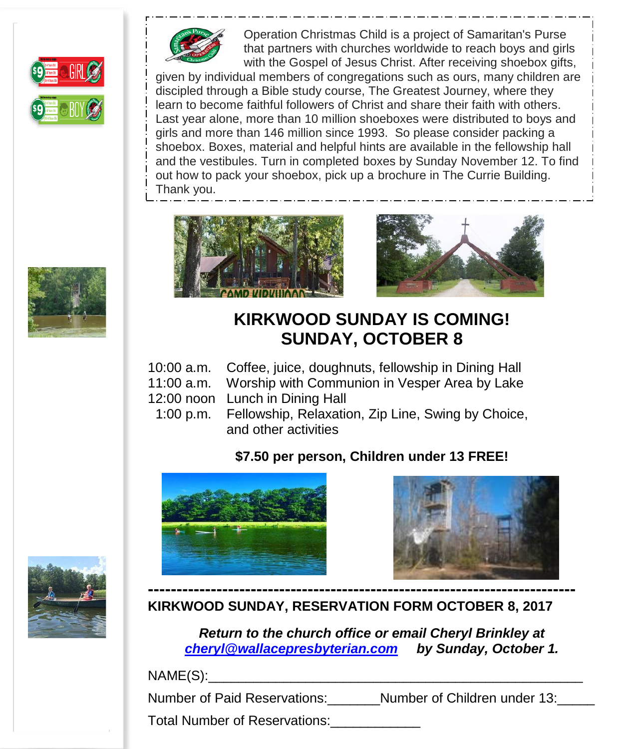Operation Christmas Child is a project of Samaritan's Purse that partners with churches worldwide to reach boys and girls with the Gospel of Jesus Christ. After receiving shoebox gifts, given by individual members of congregations such as ours, many children are discipled through a Bible study course, The Greatest Journey, where they learn to become faithful followers of Christ and share their faith with others. Last year alone, more than 10 million shoeboxes were distributed to boys and girls and more than 146 million since 1993. So please consider packing a shoebox. Boxes, material and helpful hints are available in the fellowship hall and the vestibules. Turn in completed boxes by Sunday November 12. To find out how to pack your shoebox, pick up a brochure in The Currie Building. Thank you.

# KIRKWOOD SUNDAY IS COMING! SUNDAY, OCTOBER 8

| | |
|---|---|
| 10:00 a.m. | Coffee, juice, doughnuts, fellowship in Dining Hall |
| 11:00 a.m. | Worship with Communion in Vesper Area by Lake |
| 12:00 noon | Lunch in Dining Hall |
| 1:00 p.m. | Fellowship, Relaxation, Zip Line, Swing by Choice, and other activities |

**$7.50 per person, Children under 13 FREE!**

---

**KIRKWOOD SUNDAY, RESERVATION FORM OCTOBER 8, 2017**

***Return to the church office or email Cheryl Brinkley at [cheryl@wallacepresbyterian.com](mailto:cheryl@wallacepresbyterian.com) by Sunday, October 1.***

NAME(S):_______________________________________________

Number of Paid Reservations:_______ Number of Children under 13:_____

Total Number of Reservations:____________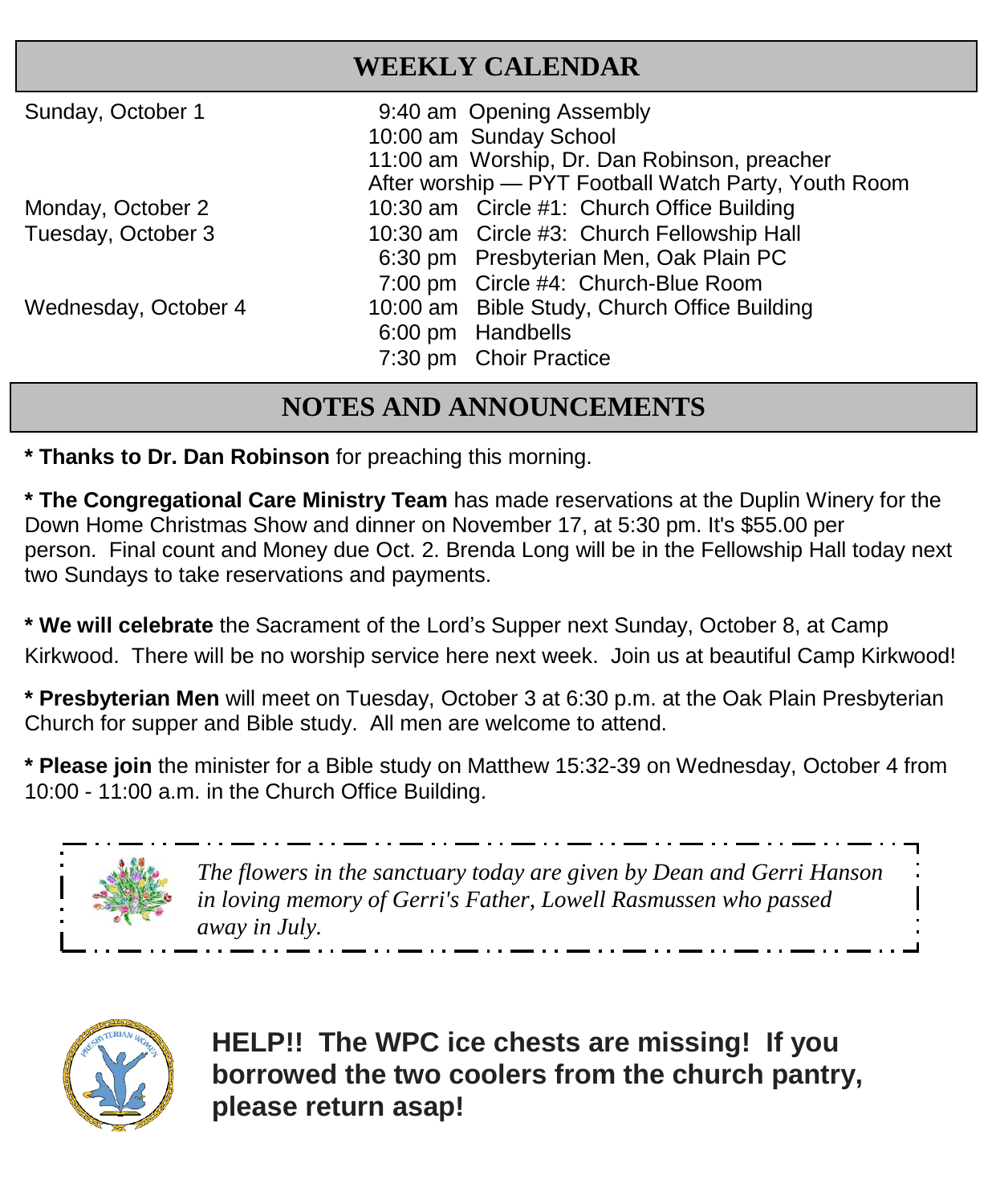## WEEKLY CALENDAR

| | | |
|---|---|---|
| Sunday, October 1 | 9:40 am | Opening Assembly |
| | 10:00 am | Sunday School |
| | 11:00 am | Worship, Dr. Dan Robinson, preacher |
| | After worship | — PYT Football Watch Party, Youth Room |
| Monday, October 2 | 10:30 am | Circle #1: Church Office Building |
| Tuesday, October 3 | 10:30 am | Circle #3: Church Fellowship Hall |
| | 6:30 pm | Presbyterian Men, Oak Plain PC |
| | 7:00 pm | Circle #4: Church-Blue Room |
| Wednesday, October 4 | 10:00 am | Bible Study, Church Office Building |
| | 6:00 pm | Handbells |
| | 7:30 pm | Choir Practice |

## NOTES AND ANNOUNCEMENTS

* **Thanks to Dr. Dan Robinson** for preaching this morning.

* **The Congregational Care Ministry Team** has made reservations at the Duplin Winery for the Down Home Christmas Show and dinner on November 17, at 5:30 pm. It's $55.00 per person. Final count and Money due Oct. 2. Brenda Long will be in the Fellowship Hall today next two Sundays to take reservations and payments.

* **We will celebrate** the Sacrament of the Lord's Supper next Sunday, October 8, at Camp Kirkwood. There will be no worship service here next week. Join us at beautiful Camp Kirkwood!

* **Presbyterian Men** will meet on Tuesday, October 3 at 6:30 p.m. at the Oak Plain Presbyterian Church for supper and Bible study. All men are welcome to attend.

* **Please join** the minister for a Bible study on Matthew 15:32-39 on Wednesday, October 4 from 10:00 - 11:00 a.m. in the Church Office Building.

*The flowers in the sanctuary today are given by Dean and Gerri Hanson in loving memory of Gerri's Father, Lowell Rasmussen who passed away in July.*

**HELP!! The WPC ice chests are missing! If you borrowed the two coolers from the church pantry, please return asap!**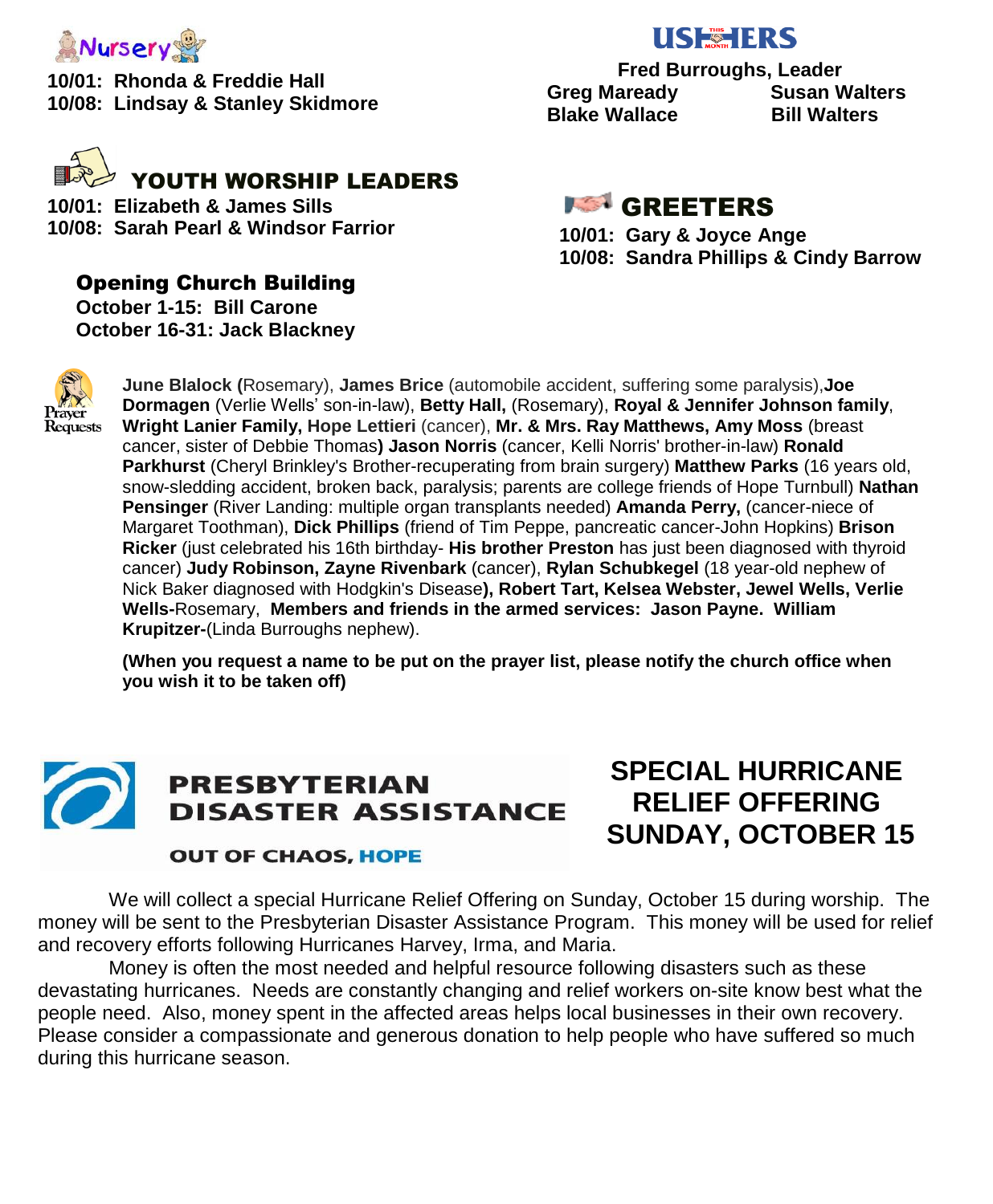## Nursery

**10/01: Rhonda & Freddie Hall**
**10/08: Lindsay & Stanley Skidmore**

## USHERS

**Fred Burroughs, Leader**
**Greg Maready** **Susan Walters**
**Blake Wallace** **Bill Walters**

## YOUTH WORSHIP LEADERS

**10/01: Elizabeth & James Sills**
**10/08: Sarah Pearl & Windsor Farrior**

## GREETERS

**10/01: Gary & Joyce Ange**
**10/08: Sandra Phillips & Cindy Barrow**

### Opening Church Building

**October 1-15: Bill Carone**
**October 16-31: Jack Blackney**

Prayer Requests

**June Blalock (**Rosemary), **James Brice** (automobile accident, suffering some paralysis),**Joe Dormagen** (Verlie Wells' son-in-law), **Betty Hall,** (Rosemary), **Royal & Jennifer Johnson family**, **Wright Lanier Family,** **Hope Lettieri** (cancer), **Mr. & Mrs. Ray Matthews, Amy Moss** (breast cancer, sister of Debbie Thomas**) Jason Norris** (cancer, Kelli Norris' brother-in-law) **Ronald Parkhurst** (Cheryl Brinkley's Brother-recuperating from brain surgery) **Matthew Parks** (16 years old, snow-sledding accident, broken back, paralysis; parents are college friends of Hope Turnbull) **Nathan Pensinger** (River Landing: multiple organ transplants needed) **Amanda Perry,** (cancer-niece of Margaret Toothman), **Dick Phillips** (friend of Tim Peppe, pancreatic cancer-John Hopkins) **Brison Ricker** (just celebrated his 16th birthday- **His brother Preston** has just been diagnosed with thyroid cancer) **Judy Robinson, Zayne Rivenbark** (cancer), **Rylan Schubkegel** (18 year-old nephew of Nick Baker diagnosed with Hodgkin's Disease**), Robert Tart, Kelsea Webster, Jewel Wells, Verlie Wells-**Rosemary, **Members and friends in the armed services: Jason Payne. William Krupitzer-**(Linda Burroughs nephew).

**(When you request a name to be put on the prayer list, please notify the church office when you wish it to be taken off)**

PRESBYTERIAN DISASTER ASSISTANCE
OUT OF CHAOS, HOPE

## SPECIAL HURRICANE RELIEF OFFERING SUNDAY, OCTOBER 15

We will collect a special Hurricane Relief Offering on Sunday, October 15 during worship. The money will be sent to the Presbyterian Disaster Assistance Program. This money will be used for relief and recovery efforts following Hurricanes Harvey, Irma, and Maria.

Money is often the most needed and helpful resource following disasters such as these devastating hurricanes. Needs are constantly changing and relief workers on-site know best what the people need. Also, money spent in the affected areas helps local businesses in their own recovery. Please consider a compassionate and generous donation to help people who have suffered so much during this hurricane season.